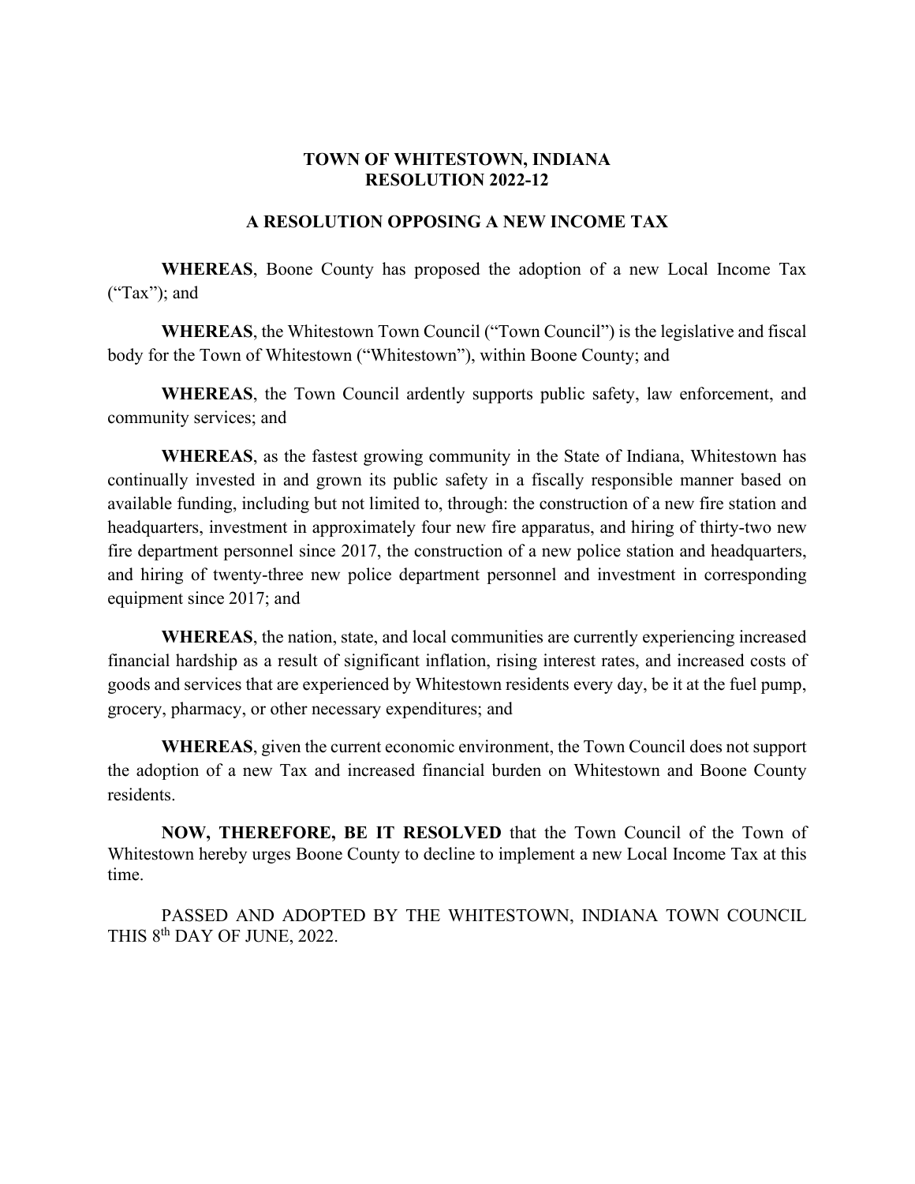# TOWN OF WHITESTOWN, INDIANA
# RESOLUTION 2022-12

## A RESOLUTION OPPOSING A NEW INCOME TAX

**WHEREAS**, Boone County has proposed the adoption of a new Local Income Tax ("Tax"); and

**WHEREAS**, the Whitestown Town Council ("Town Council") is the legislative and fiscal body for the Town of Whitestown ("Whitestown"), within Boone County; and

**WHEREAS**, the Town Council ardently supports public safety, law enforcement, and community services; and

**WHEREAS**, as the fastest growing community in the State of Indiana, Whitestown has continually invested in and grown its public safety in a fiscally responsible manner based on available funding, including but not limited to, through: the construction of a new fire station and headquarters, investment in approximately four new fire apparatus, and hiring of thirty-two new fire department personnel since 2017, the construction of a new police station and headquarters, and hiring of twenty-three new police department personnel and investment in corresponding equipment since 2017; and

**WHEREAS**, the nation, state, and local communities are currently experiencing increased financial hardship as a result of significant inflation, rising interest rates, and increased costs of goods and services that are experienced by Whitestown residents every day, be it at the fuel pump, grocery, pharmacy, or other necessary expenditures; and

**WHEREAS**, given the current economic environment, the Town Council does not support the adoption of a new Tax and increased financial burden on Whitestown and Boone County residents.

**NOW, THEREFORE, BE IT RESOLVED** that the Town Council of the Town of Whitestown hereby urges Boone County to decline to implement a new Local Income Tax at this time.

PASSED AND ADOPTED BY THE WHITESTOWN, INDIANA TOWN COUNCIL THIS 8th DAY OF JUNE, 2022.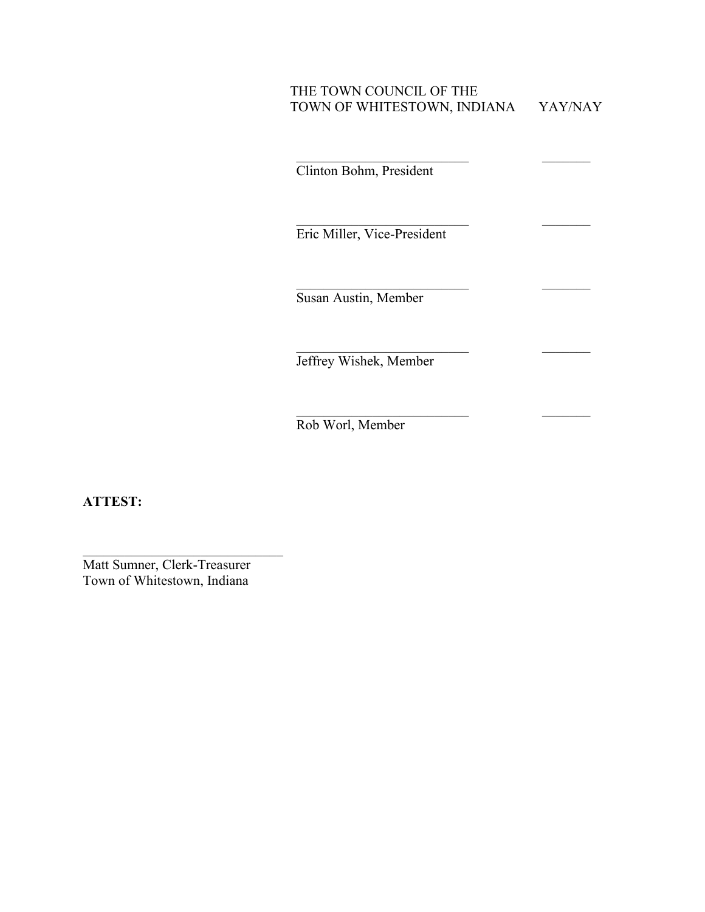THE TOWN COUNCIL OF THE
TOWN OF WHITESTOWN, INDIANA YAY/NAY

| | |
|---|---|
| \_\_\_\_\_\_\_\_\_\_\_\_\_\_\_\_\_\_\_\_\_\_\_\_\_ Clinton Bohm, President | \_\_\_\_\_\_\_ |
| \_\_\_\_\_\_\_\_\_\_\_\_\_\_\_\_\_\_\_\_\_\_\_\_\_ Eric Miller, Vice-President | \_\_\_\_\_\_\_ |
| \_\_\_\_\_\_\_\_\_\_\_\_\_\_\_\_\_\_\_\_\_\_\_\_\_ Susan Austin, Member | \_\_\_\_\_\_\_ |
| \_\_\_\_\_\_\_\_\_\_\_\_\_\_\_\_\_\_\_\_\_\_\_\_\_ Jeffrey Wishek, Member | \_\_\_\_\_\_\_ |
| \_\_\_\_\_\_\_\_\_\_\_\_\_\_\_\_\_\_\_\_\_\_\_\_\_ Rob Worl, Member | \_\_\_\_\_\_\_ |

**ATTEST:**

\_\_\_\_\_\_\_\_\_\_\_\_\_\_\_\_\_\_\_\_\_\_\_\_\_\_\_\_\_\_
Matt Sumner, Clerk-Treasurer
Town of Whitestown, Indiana